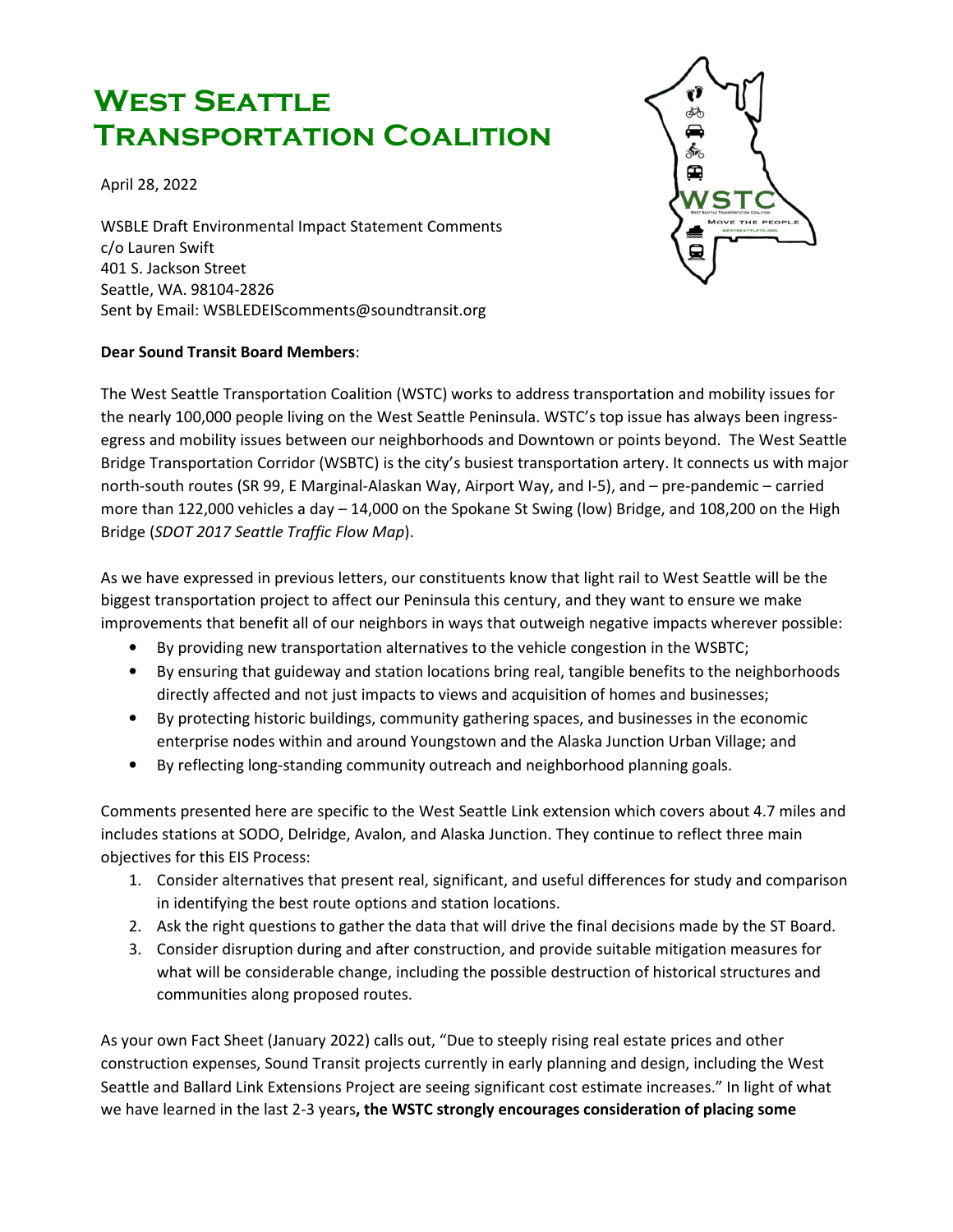# West Seattle Transportation Coalition

April 28, 2022

WSBLE Draft Environmental Impact Statement Comments
c/o Lauren Swift
401 S. Jackson Street
Seattle, WA. 98104-2826
Sent by Email: WSBLEDEIScomments@soundtransit.org

**Dear Sound Transit Board Members**:

The West Seattle Transportation Coalition (WSTC) works to address transportation and mobility issues for the nearly 100,000 people living on the West Seattle Peninsula. WSTC's top issue has always been ingress-egress and mobility issues between our neighborhoods and Downtown or points beyond. The West Seattle Bridge Transportation Corridor (WSBTC) is the city's busiest transportation artery. It connects us with major north-south routes (SR 99, E Marginal-Alaskan Way, Airport Way, and I-5), and – pre-pandemic – carried more than 122,000 vehicles a day – 14,000 on the Spokane St Swing (low) Bridge, and 108,200 on the High Bridge (*SDOT 2017 Seattle Traffic Flow Map*).

As we have expressed in previous letters, our constituents know that light rail to West Seattle will be the biggest transportation project to affect our Peninsula this century, and they want to ensure we make improvements that benefit all of our neighbors in ways that outweigh negative impacts wherever possible:

- By providing new transportation alternatives to the vehicle congestion in the WSBTC;
- By ensuring that guideway and station locations bring real, tangible benefits to the neighborhoods directly affected and not just impacts to views and acquisition of homes and businesses;
- By protecting historic buildings, community gathering spaces, and businesses in the economic enterprise nodes within and around Youngstown and the Alaska Junction Urban Village; and
- By reflecting long-standing community outreach and neighborhood planning goals.

Comments presented here are specific to the West Seattle Link extension which covers about 4.7 miles and includes stations at SODO, Delridge, Avalon, and Alaska Junction. They continue to reflect three main objectives for this EIS Process:

1. Consider alternatives that present real, significant, and useful differences for study and comparison in identifying the best route options and station locations.
2. Ask the right questions to gather the data that will drive the final decisions made by the ST Board.
3. Consider disruption during and after construction, and provide suitable mitigation measures for what will be considerable change, including the possible destruction of historical structures and communities along proposed routes.

As your own Fact Sheet (January 2022) calls out, "Due to steeply rising real estate prices and other construction expenses, Sound Transit projects currently in early planning and design, including the West Seattle and Ballard Link Extensions Project are seeing significant cost estimate increases." In light of what we have learned in the last 2-3 years**, the WSTC strongly encourages consideration of placing some**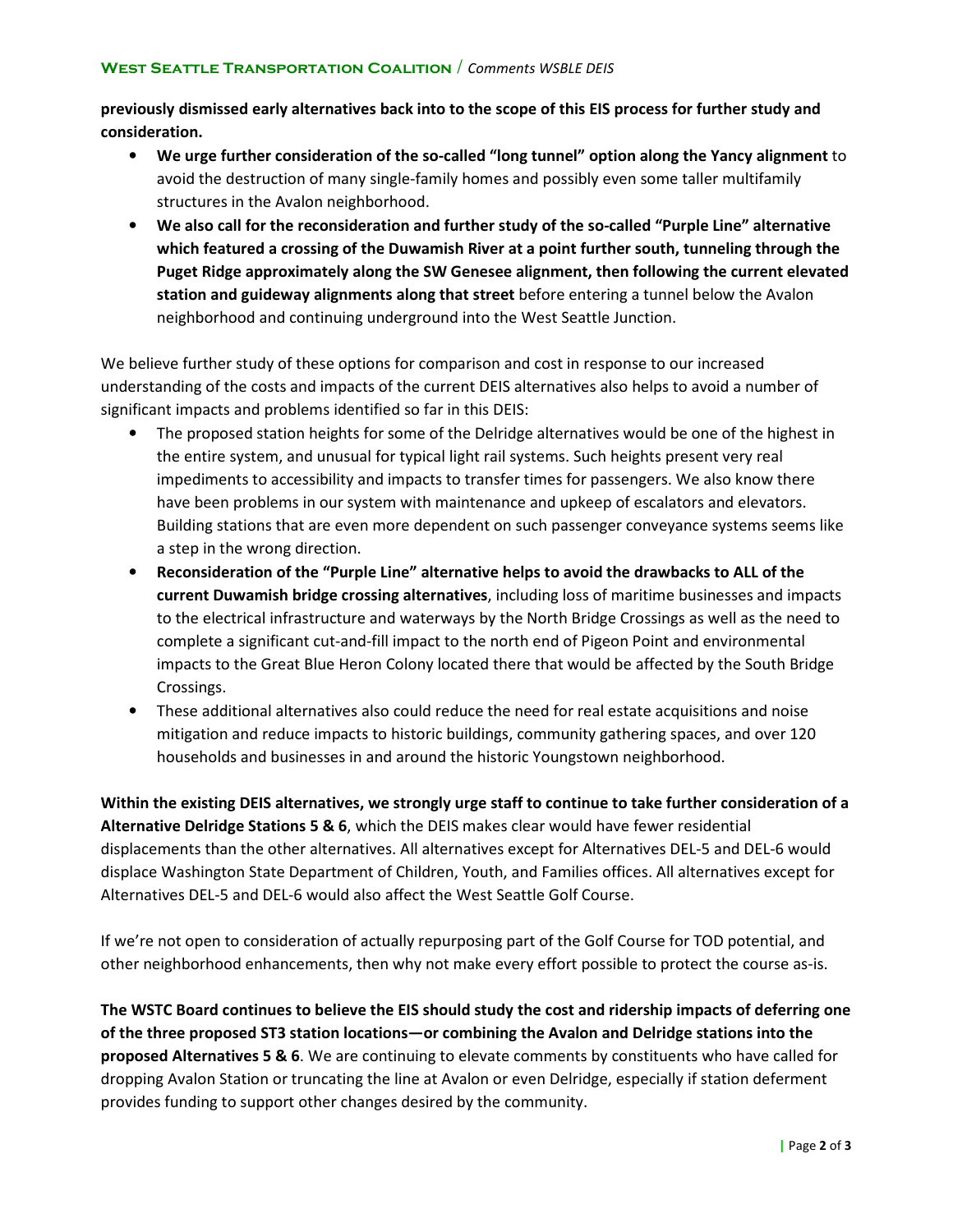**previously dismissed early alternatives back into to the scope of this EIS process for further study and consideration.**

- **We urge further consideration of the so-called "long tunnel" option along the Yancy alignment** to avoid the destruction of many single-family homes and possibly even some taller multifamily structures in the Avalon neighborhood.
- **We also call for the reconsideration and further study of the so-called "Purple Line" alternative which featured a crossing of the Duwamish River at a point further south, tunneling through the Puget Ridge approximately along the SW Genesee alignment, then following the current elevated station and guideway alignments along that street** before entering a tunnel below the Avalon neighborhood and continuing underground into the West Seattle Junction.

We believe further study of these options for comparison and cost in response to our increased understanding of the costs and impacts of the current DEIS alternatives also helps to avoid a number of significant impacts and problems identified so far in this DEIS:

- The proposed station heights for some of the Delridge alternatives would be one of the highest in the entire system, and unusual for typical light rail systems. Such heights present very real impediments to accessibility and impacts to transfer times for passengers. We also know there have been problems in our system with maintenance and upkeep of escalators and elevators. Building stations that are even more dependent on such passenger conveyance systems seems like a step in the wrong direction.
- **Reconsideration of the "Purple Line" alternative helps to avoid the drawbacks to ALL of the current Duwamish bridge crossing alternatives**, including loss of maritime businesses and impacts to the electrical infrastructure and waterways by the North Bridge Crossings as well as the need to complete a significant cut-and-fill impact to the north end of Pigeon Point and environmental impacts to the Great Blue Heron Colony located there that would be affected by the South Bridge Crossings.
- These additional alternatives also could reduce the need for real estate acquisitions and noise mitigation and reduce impacts to historic buildings, community gathering spaces, and over 120 households and businesses in and around the historic Youngstown neighborhood.

**Within the existing DEIS alternatives, we strongly urge staff to continue to take further consideration of a Alternative Delridge Stations 5 & 6**, which the DEIS makes clear would have fewer residential displacements than the other alternatives. All alternatives except for Alternatives DEL-5 and DEL-6 would displace Washington State Department of Children, Youth, and Families offices. All alternatives except for Alternatives DEL-5 and DEL-6 would also affect the West Seattle Golf Course.

If we're not open to consideration of actually repurposing part of the Golf Course for TOD potential, and other neighborhood enhancements, then why not make every effort possible to protect the course as-is.

**The WSTC Board continues to believe the EIS should study the cost and ridership impacts of deferring one of the three proposed ST3 station locations—or combining the Avalon and Delridge stations into the proposed Alternatives 5 & 6**. We are continuing to elevate comments by constituents who have called for dropping Avalon Station or truncating the line at Avalon or even Delridge, especially if station deferment provides funding to support other changes desired by the community.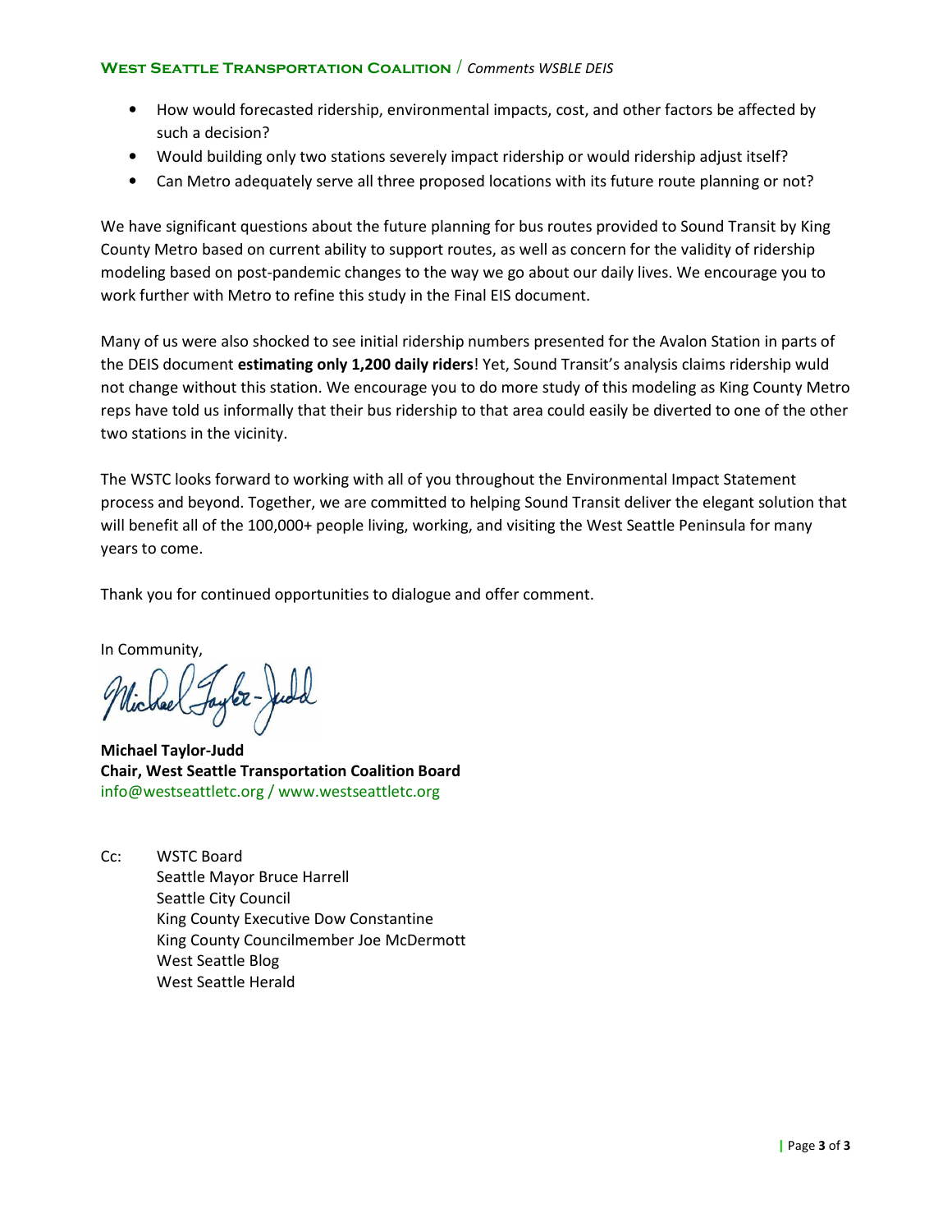- How would forecasted ridership, environmental impacts, cost, and other factors be affected by such a decision?
- Would building only two stations severely impact ridership or would ridership adjust itself?
- Can Metro adequately serve all three proposed locations with its future route planning or not?

We have significant questions about the future planning for bus routes provided to Sound Transit by King County Metro based on current ability to support routes, as well as concern for the validity of ridership modeling based on post-pandemic changes to the way we go about our daily lives. We encourage you to work further with Metro to refine this study in the Final EIS document.

Many of us were also shocked to see initial ridership numbers presented for the Avalon Station in parts of the DEIS document **estimating only 1,200 daily riders**! Yet, Sound Transit's analysis claims ridership wuld not change without this station. We encourage you to do more study of this modeling as King County Metro reps have told us informally that their bus ridership to that area could easily be diverted to one of the other two stations in the vicinity.

The WSTC looks forward to working with all of you throughout the Environmental Impact Statement process and beyond. Together, we are committed to helping Sound Transit deliver the elegant solution that will benefit all of the 100,000+ people living, working, and visiting the West Seattle Peninsula for many years to come.

Thank you for continued opportunities to dialogue and offer comment.

In Community,

Michael Taylor-Judd

**Michael Taylor-Judd**
**Chair, West Seattle Transportation Coalition Board**
info@westseattletc.org / www.westseattletc.org

Cc: WSTC Board
Seattle Mayor Bruce Harrell
Seattle City Council
King County Executive Dow Constantine
King County Councilmember Joe McDermott
West Seattle Blog
West Seattle Herald